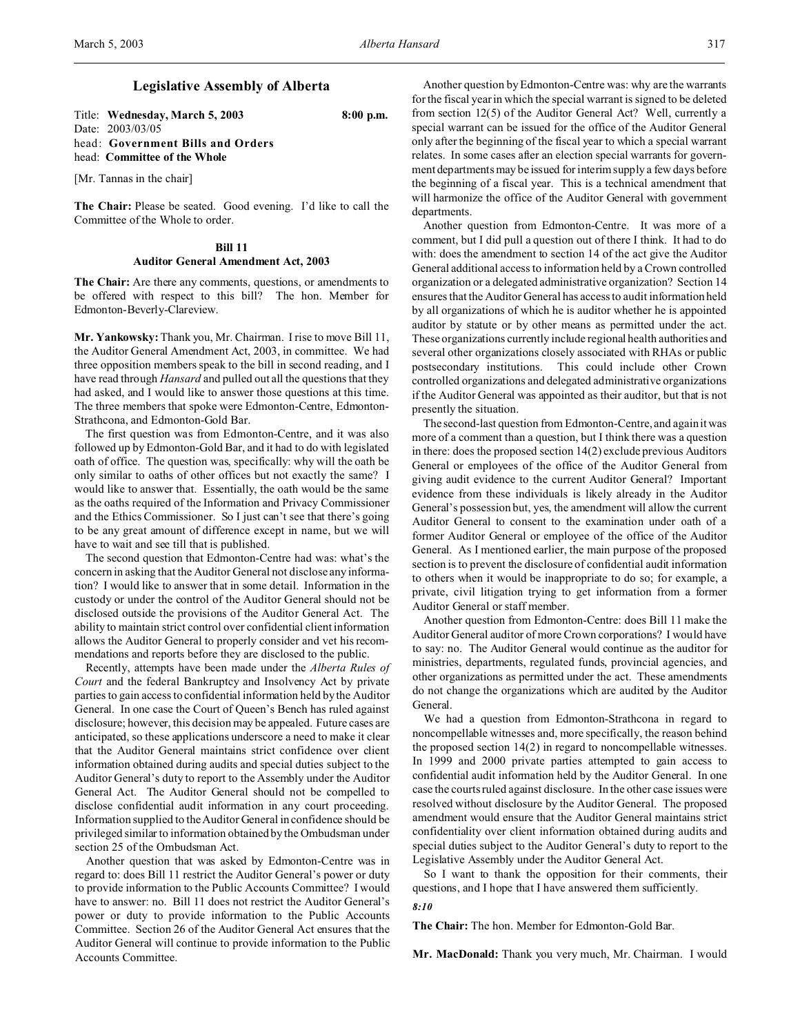# Legislative Assembly of Alberta

Title: **Wednesday, March 5, 2003** 8:00 p.m.
Date: 2003/03/05
head: **Government Bills and Orders**
head: **Committee of the Whole**

[Mr. Tannas in the chair]

**The Chair:** Please be seated. Good evening. I'd like to call the Committee of the Whole to order.

## Bill 11
## Auditor General Amendment Act, 2003

**The Chair:** Are there any comments, questions, or amendments to be offered with respect to this bill? The hon. Member for Edmonton-Beverly-Clareview.

**Mr. Yankowsky:** Thank you, Mr. Chairman. I rise to move Bill 11, the Auditor General Amendment Act, 2003, in committee. We had three opposition members speak to the bill in second reading, and I have read through *Hansard* and pulled out all the questions that they had asked, and I would like to answer those questions at this time. The three members that spoke were Edmonton-Centre, Edmonton-Strathcona, and Edmonton-Gold Bar.

The first question was from Edmonton-Centre, and it was also followed up by Edmonton-Gold Bar, and it had to do with legislated oath of office. The question was, specifically: why will the oath be only similar to oaths of other offices but not exactly the same? I would like to answer that. Essentially, the oath would be the same as the oaths required of the Information and Privacy Commissioner and the Ethics Commissioner. So I just can't see that there's going to be any great amount of difference except in name, but we will have to wait and see till that is published.

The second question that Edmonton-Centre had was: what's the concern in asking that the Auditor General not disclose any information? I would like to answer that in some detail. Information in the custody or under the control of the Auditor General should not be disclosed outside the provisions of the Auditor General Act. The ability to maintain strict control over confidential client information allows the Auditor General to properly consider and vet his recommendations and reports before they are disclosed to the public.

Recently, attempts have been made under the *Alberta Rules of Court* and the federal Bankruptcy and Insolvency Act by private parties to gain access to confidential information held by the Auditor General. In one case the Court of Queen's Bench has ruled against disclosure; however, this decision may be appealed. Future cases are anticipated, so these applications underscore a need to make it clear that the Auditor General maintains strict confidence over client information obtained during audits and special duties subject to the Auditor General's duty to report to the Assembly under the Auditor General Act. The Auditor General should not be compelled to disclose confidential audit information in any court proceeding. Information supplied to the Auditor General in confidence should be privileged similar to information obtained by the Ombudsman under section 25 of the Ombudsman Act.

Another question that was asked by Edmonton-Centre was in regard to: does Bill 11 restrict the Auditor General's power or duty to provide information to the Public Accounts Committee? I would have to answer: no. Bill 11 does not restrict the Auditor General's power or duty to provide information to the Public Accounts Committee. Section 26 of the Auditor General Act ensures that the Auditor General will continue to provide information to the Public Accounts Committee.

Another question by Edmonton-Centre was: why are the warrants for the fiscal year in which the special warrant is signed to be deleted from section 12(5) of the Auditor General Act? Well, currently a special warrant can be issued for the office of the Auditor General only after the beginning of the fiscal year to which a special warrant relates. In some cases after an election special warrants for government departments may be issued for interim supply a few days before the beginning of a fiscal year. This is a technical amendment that will harmonize the office of the Auditor General with government departments.

Another question from Edmonton-Centre. It was more of a comment, but I did pull a question out of there I think. It had to do with: does the amendment to section 14 of the act give the Auditor General additional access to information held by a Crown controlled organization or a delegated administrative organization? Section 14 ensures that the Auditor General has access to audit information held by all organizations of which he is auditor whether he is appointed auditor by statute or by other means as permitted under the act. These organizations currently include regional health authorities and several other organizations closely associated with RHAs or public postsecondary institutions. This could include other Crown controlled organizations and delegated administrative organizations if the Auditor General was appointed as their auditor, but that is not presently the situation.

The second-last question from Edmonton-Centre, and again it was more of a comment than a question, but I think there was a question in there: does the proposed section 14(2) exclude previous Auditors General or employees of the office of the Auditor General from giving audit evidence to the current Auditor General? Important evidence from these individuals is likely already in the Auditor General's possession but, yes, the amendment will allow the current Auditor General to consent to the examination under oath of a former Auditor General or employee of the office of the Auditor General. As I mentioned earlier, the main purpose of the proposed section is to prevent the disclosure of confidential audit information to others when it would be inappropriate to do so; for example, a private, civil litigation trying to get information from a former Auditor General or staff member.

Another question from Edmonton-Centre: does Bill 11 make the Auditor General auditor of more Crown corporations? I would have to say: no. The Auditor General would continue as the auditor for ministries, departments, regulated funds, provincial agencies, and other organizations as permitted under the act. These amendments do not change the organizations which are audited by the Auditor General.

We had a question from Edmonton-Strathcona in regard to noncompellable witnesses and, more specifically, the reason behind the proposed section 14(2) in regard to noncompellable witnesses. In 1999 and 2000 private parties attempted to gain access to confidential audit information held by the Auditor General. In one case the courts ruled against disclosure. In the other case issues were resolved without disclosure by the Auditor General. The proposed amendment would ensure that the Auditor General maintains strict confidentiality over client information obtained during audits and special duties subject to the Auditor General's duty to report to the Legislative Assembly under the Auditor General Act.

So I want to thank the opposition for their comments, their questions, and I hope that I have answered them sufficiently.

*8:10*

**The Chair:** The hon. Member for Edmonton-Gold Bar.

**Mr. MacDonald:** Thank you very much, Mr. Chairman. I would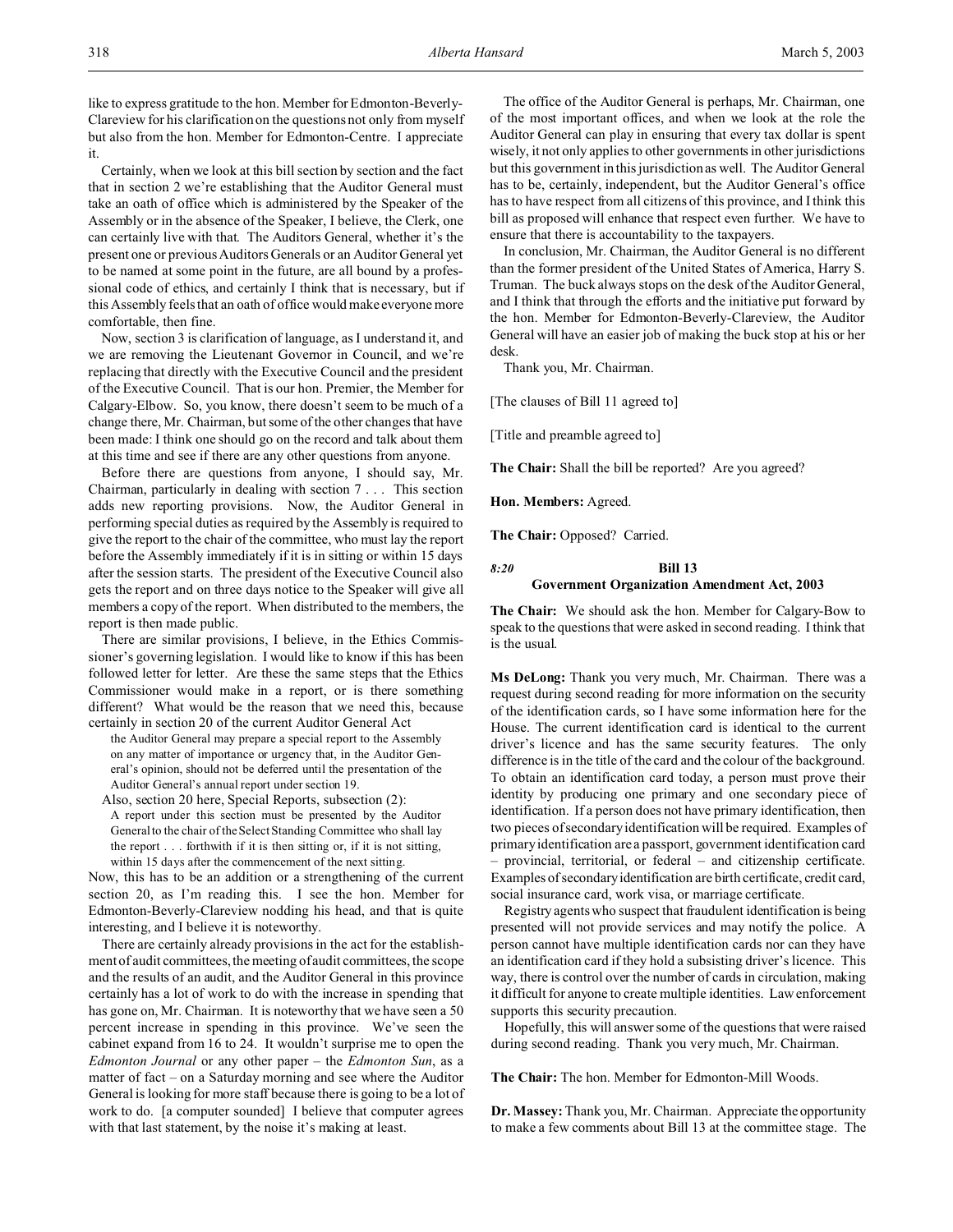like to express gratitude to the hon. Member for Edmonton-Beverly-Clareview for his clarification on the questions not only from myself but also from the hon. Member for Edmonton-Centre. I appreciate it.

Certainly, when we look at this bill section by section and the fact that in section 2 we're establishing that the Auditor General must take an oath of office which is administered by the Speaker of the Assembly or in the absence of the Speaker, I believe, the Clerk, one can certainly live with that. The Auditors General, whether it's the present one or previous Auditors Generals or an Auditor General yet to be named at some point in the future, are all bound by a professional code of ethics, and certainly I think that is necessary, but if this Assembly feels that an oath of office would make everyone more comfortable, then fine.

Now, section 3 is clarification of language, as I understand it, and we are removing the Lieutenant Governor in Council, and we're replacing that directly with the Executive Council and the president of the Executive Council. That is our hon. Premier, the Member for Calgary-Elbow. So, you know, there doesn't seem to be much of a change there, Mr. Chairman, but some of the other changes that have been made: I think one should go on the record and talk about them at this time and see if there are any other questions from anyone.

Before there are questions from anyone, I should say, Mr. Chairman, particularly in dealing with section 7 . . . This section adds new reporting provisions. Now, the Auditor General in performing special duties as required by the Assembly is required to give the report to the chair of the committee, who must lay the report before the Assembly immediately if it is in sitting or within 15 days after the session starts. The president of the Executive Council also gets the report and on three days notice to the Speaker will give all members a copy of the report. When distributed to the members, the report is then made public.

There are similar provisions, I believe, in the Ethics Commissioner's governing legislation. I would like to know if this has been followed letter for letter. Are these the same steps that the Ethics Commissioner would make in a report, or is there something different? What would be the reason that we need this, because certainly in section 20 of the current Auditor General Act

> the Auditor General may prepare a special report to the Assembly on any matter of importance or urgency that, in the Auditor General's opinion, should not be deferred until the presentation of the Auditor General's annual report under section 19.

Also, section 20 here, Special Reports, subsection (2):

> A report under this section must be presented by the Auditor General to the chair of the Select Standing Committee who shall lay the report . . . forthwith if it is then sitting or, if it is not sitting, within 15 days after the commencement of the next sitting.

Now, this has to be an addition or a strengthening of the current section 20, as I'm reading this. I see the hon. Member for Edmonton-Beverly-Clareview nodding his head, and that is quite interesting, and I believe it is noteworthy.

There are certainly already provisions in the act for the establishment of audit committees, the meeting of audit committees, the scope and the results of an audit, and the Auditor General in this province certainly has a lot of work to do with the increase in spending that has gone on, Mr. Chairman. It is noteworthy that we have seen a 50 percent increase in spending in this province. We've seen the cabinet expand from 16 to 24. It wouldn't surprise me to open the *Edmonton Journal* or any other paper – the *Edmonton Sun*, as a matter of fact – on a Saturday morning and see where the Auditor General is looking for more staff because there is going to be a lot of work to do. [a computer sounded] I believe that computer agrees with that last statement, by the noise it's making at least.

The office of the Auditor General is perhaps, Mr. Chairman, one of the most important offices, and when we look at the role the Auditor General can play in ensuring that every tax dollar is spent wisely, it not only applies to other governments in other jurisdictions but this government in this jurisdiction as well. The Auditor General has to be, certainly, independent, but the Auditor General's office has to have respect from all citizens of this province, and I think this bill as proposed will enhance that respect even further. We have to ensure that there is accountability to the taxpayers.

In conclusion, Mr. Chairman, the Auditor General is no different than the former president of the United States of America, Harry S. Truman. The buck always stops on the desk of the Auditor General, and I think that through the efforts and the initiative put forward by the hon. Member for Edmonton-Beverly-Clareview, the Auditor General will have an easier job of making the buck stop at his or her desk.

Thank you, Mr. Chairman.

[The clauses of Bill 11 agreed to]

[Title and preamble agreed to]

**The Chair:** Shall the bill be reported? Are you agreed?

**Hon. Members:** Agreed.

**The Chair:** Opposed? Carried.

*8:20*

## Bill 13
## Government Organization Amendment Act, 2003

**The Chair:** We should ask the hon. Member for Calgary-Bow to speak to the questions that were asked in second reading. I think that is the usual.

**Ms DeLong:** Thank you very much, Mr. Chairman. There was a request during second reading for more information on the security of the identification cards, so I have some information here for the House. The current identification card is identical to the current driver's licence and has the same security features. The only difference is in the title of the card and the colour of the background. To obtain an identification card today, a person must prove their identity by producing one primary and one secondary piece of identification. If a person does not have primary identification, then two pieces of secondary identification will be required. Examples of primary identification are a passport, government identification card – provincial, territorial, or federal – and citizenship certificate. Examples of secondary identification are birth certificate, credit card, social insurance card, work visa, or marriage certificate.

Registry agents who suspect that fraudulent identification is being presented will not provide services and may notify the police. A person cannot have multiple identification cards nor can they have an identification card if they hold a subsisting driver's licence. This way, there is control over the number of cards in circulation, making it difficult for anyone to create multiple identities. Law enforcement supports this security precaution.

Hopefully, this will answer some of the questions that were raised during second reading. Thank you very much, Mr. Chairman.

**The Chair:** The hon. Member for Edmonton-Mill Woods.

**Dr. Massey:** Thank you, Mr. Chairman. Appreciate the opportunity to make a few comments about Bill 13 at the committee stage. The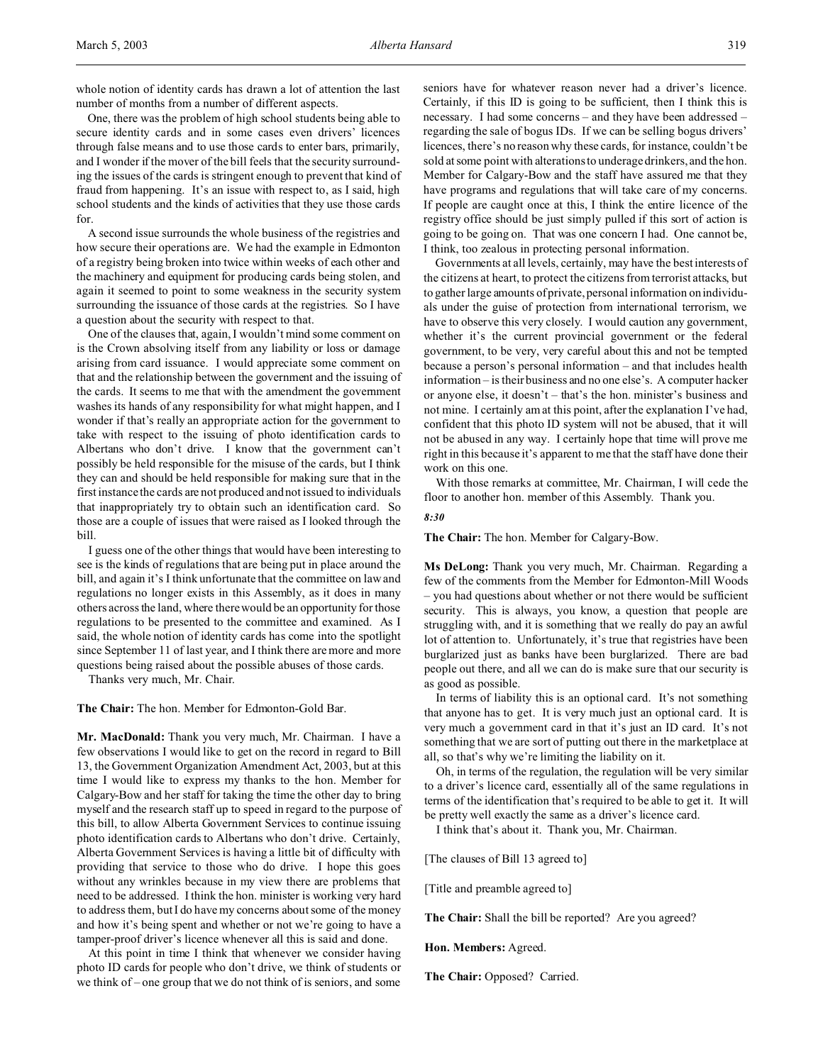whole notion of identity cards has drawn a lot of attention the last number of months from a number of different aspects.

One, there was the problem of high school students being able to secure identity cards and in some cases even drivers' licences through false means and to use those cards to enter bars, primarily, and I wonder if the mover of the bill feels that the security surrounding the issues of the cards is stringent enough to prevent that kind of fraud from happening. It's an issue with respect to, as I said, high school students and the kinds of activities that they use those cards for.

A second issue surrounds the whole business of the registries and how secure their operations are. We had the example in Edmonton of a registry being broken into twice within weeks of each other and the machinery and equipment for producing cards being stolen, and again it seemed to point to some weakness in the security system surrounding the issuance of those cards at the registries. So I have a question about the security with respect to that.

One of the clauses that, again, I wouldn't mind some comment on is the Crown absolving itself from any liability or loss or damage arising from card issuance. I would appreciate some comment on that and the relationship between the government and the issuing of the cards. It seems to me that with the amendment the government washes its hands of any responsibility for what might happen, and I wonder if that's really an appropriate action for the government to take with respect to the issuing of photo identification cards to Albertans who don't drive. I know that the government can't possibly be held responsible for the misuse of the cards, but I think they can and should be held responsible for making sure that in the first instance the cards are not produced and not issued to individuals that inappropriately try to obtain such an identification card. So those are a couple of issues that were raised as I looked through the bill.

I guess one of the other things that would have been interesting to see is the kinds of regulations that are being put in place around the bill, and again it's I think unfortunate that the committee on law and regulations no longer exists in this Assembly, as it does in many others across the land, where there would be an opportunity for those regulations to be presented to the committee and examined. As I said, the whole notion of identity cards has come into the spotlight since September 11 of last year, and I think there are more and more questions being raised about the possible abuses of those cards.

Thanks very much, Mr. Chair.

**The Chair:** The hon. Member for Edmonton-Gold Bar.

**Mr. MacDonald:** Thank you very much, Mr. Chairman. I have a few observations I would like to get on the record in regard to Bill 13, the Government Organization Amendment Act, 2003, but at this time I would like to express my thanks to the hon. Member for Calgary-Bow and her staff for taking the time the other day to bring myself and the research staff up to speed in regard to the purpose of this bill, to allow Alberta Government Services to continue issuing photo identification cards to Albertans who don't drive. Certainly, Alberta Government Services is having a little bit of difficulty with providing that service to those who do drive. I hope this goes without any wrinkles because in my view there are problems that need to be addressed. I think the hon. minister is working very hard to address them, but I do have my concerns about some of the money and how it's being spent and whether or not we're going to have a tamper-proof driver's licence whenever all this is said and done.

At this point in time I think that whenever we consider having photo ID cards for people who don't drive, we think of students or we think of – one group that we do not think of is seniors, and some seniors have for whatever reason never had a driver's licence. Certainly, if this ID is going to be sufficient, then I think this is necessary. I had some concerns – and they have been addressed – regarding the sale of bogus IDs. If we can be selling bogus drivers' licences, there's no reason why these cards, for instance, couldn't be sold at some point with alterations to underage drinkers, and the hon. Member for Calgary-Bow and the staff have assured me that they have programs and regulations that will take care of my concerns. If people are caught once at this, I think the entire licence of the registry office should be just simply pulled if this sort of action is going to be going on. That was one concern I had. One cannot be, I think, too zealous in protecting personal information.

Governments at all levels, certainly, may have the best interests of the citizens at heart, to protect the citizens from terrorist attacks, but to gather large amounts of private, personal information on individuals under the guise of protection from international terrorism, we have to observe this very closely. I would caution any government, whether it's the current provincial government or the federal government, to be very, very careful about this and not be tempted because a person's personal information – and that includes health information – is their business and no one else's. A computer hacker or anyone else, it doesn't – that's the hon. minister's business and not mine. I certainly am at this point, after the explanation I've had, confident that this photo ID system will not be abused, that it will not be abused in any way. I certainly hope that time will prove me right in this because it's apparent to me that the staff have done their work on this one.

With those remarks at committee, Mr. Chairman, I will cede the floor to another hon. member of this Assembly. Thank you.

*8:30*

**The Chair:** The hon. Member for Calgary-Bow.

**Ms DeLong:** Thank you very much, Mr. Chairman. Regarding a few of the comments from the Member for Edmonton-Mill Woods – you had questions about whether or not there would be sufficient security. This is always, you know, a question that people are struggling with, and it is something that we really do pay an awful lot of attention to. Unfortunately, it's true that registries have been burglarized just as banks have been burglarized. There are bad people out there, and all we can do is make sure that our security is as good as possible.

In terms of liability this is an optional card. It's not something that anyone has to get. It is very much just an optional card. It is very much a government card in that it's just an ID card. It's not something that we are sort of putting out there in the marketplace at all, so that's why we're limiting the liability on it.

Oh, in terms of the regulation, the regulation will be very similar to a driver's licence card, essentially all of the same regulations in terms of the identification that's required to be able to get it. It will be pretty well exactly the same as a driver's licence card.

I think that's about it. Thank you, Mr. Chairman.

[The clauses of Bill 13 agreed to]

[Title and preamble agreed to]

**The Chair:** Shall the bill be reported? Are you agreed?

**Hon. Members:** Agreed.

**The Chair:** Opposed? Carried.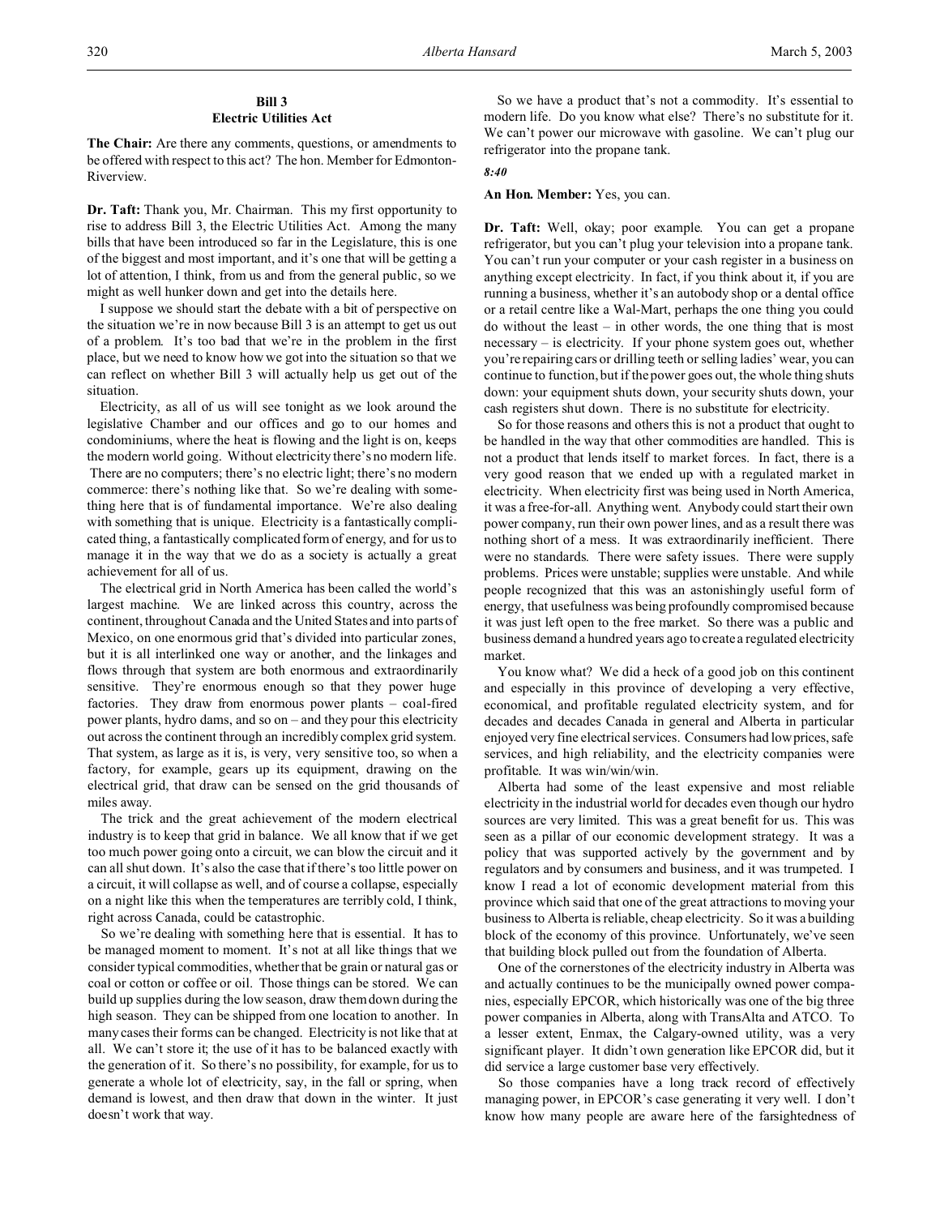## Bill 3
## Electric Utilities Act

**The Chair:** Are there any comments, questions, or amendments to be offered with respect to this act? The hon. Member for Edmonton-Riverview.

**Dr. Taft:** Thank you, Mr. Chairman. This my first opportunity to rise to address Bill 3, the Electric Utilities Act. Among the many bills that have been introduced so far in the Legislature, this is one of the biggest and most important, and it's one that will be getting a lot of attention, I think, from us and from the general public, so we might as well hunker down and get into the details here.

I suppose we should start the debate with a bit of perspective on the situation we're in now because Bill 3 is an attempt to get us out of a problem. It's too bad that we're in the problem in the first place, but we need to know how we got into the situation so that we can reflect on whether Bill 3 will actually help us get out of the situation.

Electricity, as all of us will see tonight as we look around the legislative Chamber and our offices and go to our homes and condominiums, where the heat is flowing and the light is on, keeps the modern world going. Without electricity there's no modern life. There are no computers; there's no electric light; there's no modern commerce: there's nothing like that. So we're dealing with something here that is of fundamental importance. We're also dealing with something that is unique. Electricity is a fantastically complicated thing, a fantastically complicated form of energy, and for us to manage it in the way that we do as a society is actually a great achievement for all of us.

The electrical grid in North America has been called the world's largest machine. We are linked across this country, across the continent, throughout Canada and the United States and into parts of Mexico, on one enormous grid that's divided into particular zones, but it is all interlinked one way or another, and the linkages and flows through that system are both enormous and extraordinarily sensitive. They're enormous enough so that they power huge factories. They draw from enormous power plants – coal-fired power plants, hydro dams, and so on – and they pour this electricity out across the continent through an incredibly complex grid system. That system, as large as it is, is very, very sensitive too, so when a factory, for example, gears up its equipment, drawing on the electrical grid, that draw can be sensed on the grid thousands of miles away.

The trick and the great achievement of the modern electrical industry is to keep that grid in balance. We all know that if we get too much power going onto a circuit, we can blow the circuit and it can all shut down. It's also the case that if there's too little power on a circuit, it will collapse as well, and of course a collapse, especially on a night like this when the temperatures are terribly cold, I think, right across Canada, could be catastrophic.

So we're dealing with something here that is essential. It has to be managed moment to moment. It's not at all like things that we consider typical commodities, whether that be grain or natural gas or coal or cotton or coffee or oil. Those things can be stored. We can build up supplies during the low season, draw them down during the high season. They can be shipped from one location to another. In many cases their forms can be changed. Electricity is not like that at all. We can't store it; the use of it has to be balanced exactly with the generation of it. So there's no possibility, for example, for us to generate a whole lot of electricity, say, in the fall or spring, when demand is lowest, and then draw that down in the winter. It just doesn't work that way.

So we have a product that's not a commodity. It's essential to modern life. Do you know what else? There's no substitute for it. We can't power our microwave with gasoline. We can't plug our refrigerator into the propane tank.

*8:40*

**An Hon. Member:** Yes, you can.

**Dr. Taft:** Well, okay; poor example. You can get a propane refrigerator, but you can't plug your television into a propane tank. You can't run your computer or your cash register in a business on anything except electricity. In fact, if you think about it, if you are running a business, whether it's an autobody shop or a dental office or a retail centre like a Wal-Mart, perhaps the one thing you could do without the least – in other words, the one thing that is most necessary – is electricity. If your phone system goes out, whether you're repairing cars or drilling teeth or selling ladies' wear, you can continue to function, but if the power goes out, the whole thing shuts down: your equipment shuts down, your security shuts down, your cash registers shut down. There is no substitute for electricity.

So for those reasons and others this is not a product that ought to be handled in the way that other commodities are handled. This is not a product that lends itself to market forces. In fact, there is a very good reason that we ended up with a regulated market in electricity. When electricity first was being used in North America, it was a free-for-all. Anything went. Anybody could start their own power company, run their own power lines, and as a result there was nothing short of a mess. It was extraordinarily inefficient. There were no standards. There were safety issues. There were supply problems. Prices were unstable; supplies were unstable. And while people recognized that this was an astonishingly useful form of energy, that usefulness was being profoundly compromised because it was just left open to the free market. So there was a public and business demand a hundred years ago to create a regulated electricity market.

You know what? We did a heck of a good job on this continent and especially in this province of developing a very effective, economical, and profitable regulated electricity system, and for decades and decades Canada in general and Alberta in particular enjoyed very fine electrical services. Consumers had low prices, safe services, and high reliability, and the electricity companies were profitable. It was win/win/win.

Alberta had some of the least expensive and most reliable electricity in the industrial world for decades even though our hydro sources are very limited. This was a great benefit for us. This was seen as a pillar of our economic development strategy. It was a policy that was supported actively by the government and by regulators and by consumers and business, and it was trumpeted. I know I read a lot of economic development material from this province which said that one of the great attractions to moving your business to Alberta is reliable, cheap electricity. So it was a building block of the economy of this province. Unfortunately, we've seen that building block pulled out from the foundation of Alberta.

One of the cornerstones of the electricity industry in Alberta was and actually continues to be the municipally owned power companies, especially EPCOR, which historically was one of the big three power companies in Alberta, along with TransAlta and ATCO. To a lesser extent, Enmax, the Calgary-owned utility, was a very significant player. It didn't own generation like EPCOR did, but it did service a large customer base very effectively.

So those companies have a long track record of effectively managing power, in EPCOR's case generating it very well. I don't know how many people are aware here of the farsightedness of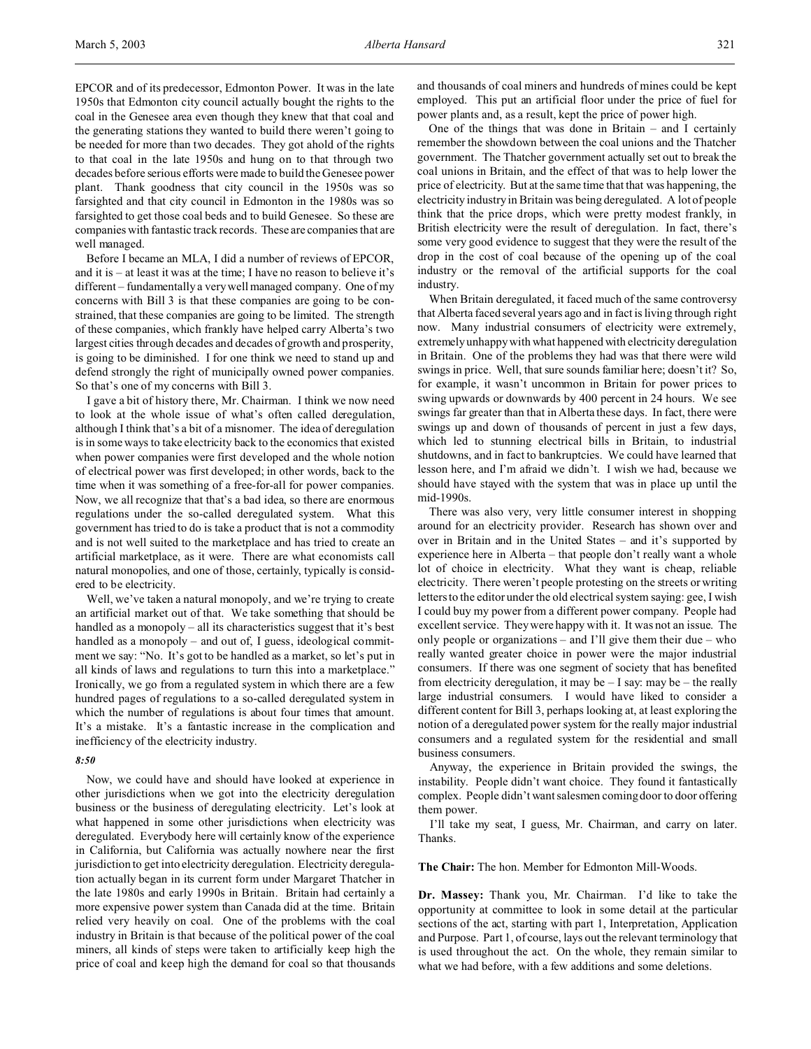EPCOR and of its predecessor, Edmonton Power. It was in the late 1950s that Edmonton city council actually bought the rights to the coal in the Genesee area even though they knew that that coal and the generating stations they wanted to build there weren't going to be needed for more than two decades. They got ahold of the rights to that coal in the late 1950s and hung on to that through two decades before serious efforts were made to build the Genesee power plant. Thank goodness that city council in the 1950s was so farsighted and that city council in Edmonton in the 1980s was so farsighted to get those coal beds and to build Genesee. So these are companies with fantastic track records. These are companies that are well managed.

Before I became an MLA, I did a number of reviews of EPCOR, and it is – at least it was at the time; I have no reason to believe it's different – fundamentally a very well managed company. One of my concerns with Bill 3 is that these companies are going to be constrained, that these companies are going to be limited. The strength of these companies, which frankly have helped carry Alberta's two largest cities through decades and decades of growth and prosperity, is going to be diminished. I for one think we need to stand up and defend strongly the right of municipally owned power companies. So that's one of my concerns with Bill 3.

I gave a bit of history there, Mr. Chairman. I think we now need to look at the whole issue of what's often called deregulation, although I think that's a bit of a misnomer. The idea of deregulation is in some ways to take electricity back to the economics that existed when power companies were first developed and the whole notion of electrical power was first developed; in other words, back to the time when it was something of a free-for-all for power companies. Now, we all recognize that that's a bad idea, so there are enormous regulations under the so-called deregulated system. What this government has tried to do is take a product that is not a commodity and is not well suited to the marketplace and has tried to create an artificial marketplace, as it were. There are what economists call natural monopolies, and one of those, certainly, typically is considered to be electricity.

Well, we've taken a natural monopoly, and we're trying to create an artificial market out of that. We take something that should be handled as a monopoly – all its characteristics suggest that it's best handled as a monopoly – and out of, I guess, ideological commitment we say: "No. It's got to be handled as a market, so let's put in all kinds of laws and regulations to turn this into a marketplace." Ironically, we go from a regulated system in which there are a few hundred pages of regulations to a so-called deregulated system in which the number of regulations is about four times that amount. It's a mistake. It's a fantastic increase in the complication and inefficiency of the electricity industry.

*8:50*

Now, we could have and should have looked at experience in other jurisdictions when we got into the electricity deregulation business or the business of deregulating electricity. Let's look at what happened in some other jurisdictions when electricity was deregulated. Everybody here will certainly know of the experience in California, but California was actually nowhere near the first jurisdiction to get into electricity deregulation. Electricity deregulation actually began in its current form under Margaret Thatcher in the late 1980s and early 1990s in Britain. Britain had certainly a more expensive power system than Canada did at the time. Britain relied very heavily on coal. One of the problems with the coal industry in Britain is that because of the political power of the coal miners, all kinds of steps were taken to artificially keep high the price of coal and keep high the demand for coal so that thousands and thousands of coal miners and hundreds of mines could be kept employed. This put an artificial floor under the price of fuel for power plants and, as a result, kept the price of power high.

One of the things that was done in Britain – and I certainly remember the showdown between the coal unions and the Thatcher government. The Thatcher government actually set out to break the coal unions in Britain, and the effect of that was to help lower the price of electricity. But at the same time that that was happening, the electricity industry in Britain was being deregulated. A lot of people think that the price drops, which were pretty modest frankly, in British electricity were the result of deregulation. In fact, there's some very good evidence to suggest that they were the result of the drop in the cost of coal because of the opening up of the coal industry or the removal of the artificial supports for the coal industry.

When Britain deregulated, it faced much of the same controversy that Alberta faced several years ago and in fact is living through right now. Many industrial consumers of electricity were extremely, extremely unhappy with what happened with electricity deregulation in Britain. One of the problems they had was that there were wild swings in price. Well, that sure sounds familiar here; doesn't it? So, for example, it wasn't uncommon in Britain for power prices to swing upwards or downwards by 400 percent in 24 hours. We see swings far greater than that in Alberta these days. In fact, there were swings up and down of thousands of percent in just a few days, which led to stunning electrical bills in Britain, to industrial shutdowns, and in fact to bankruptcies. We could have learned that lesson here, and I'm afraid we didn't. I wish we had, because we should have stayed with the system that was in place up until the mid-1990s.

There was also very, very little consumer interest in shopping around for an electricity provider. Research has shown over and over in Britain and in the United States – and it's supported by experience here in Alberta – that people don't really want a whole lot of choice in electricity. What they want is cheap, reliable electricity. There weren't people protesting on the streets or writing letters to the editor under the old electrical system saying: gee, I wish I could buy my power from a different power company. People had excellent service. They were happy with it. It was not an issue. The only people or organizations – and I'll give them their due – who really wanted greater choice in power were the major industrial consumers. If there was one segment of society that has benefited from electricity deregulation, it may be – I say: may be – the really large industrial consumers. I would have liked to consider a different content for Bill 3, perhaps looking at, at least exploring the notion of a deregulated power system for the really major industrial consumers and a regulated system for the residential and small business consumers.

Anyway, the experience in Britain provided the swings, the instability. People didn't want choice. They found it fantastically complex. People didn't want salesmen coming door to door offering them power.

I'll take my seat, I guess, Mr. Chairman, and carry on later. Thanks.

**The Chair:** The hon. Member for Edmonton Mill-Woods.

**Dr. Massey:** Thank you, Mr. Chairman. I'd like to take the opportunity at committee to look in some detail at the particular sections of the act, starting with part 1, Interpretation, Application and Purpose. Part 1, of course, lays out the relevant terminology that is used throughout the act. On the whole, they remain similar to what we had before, with a few additions and some deletions.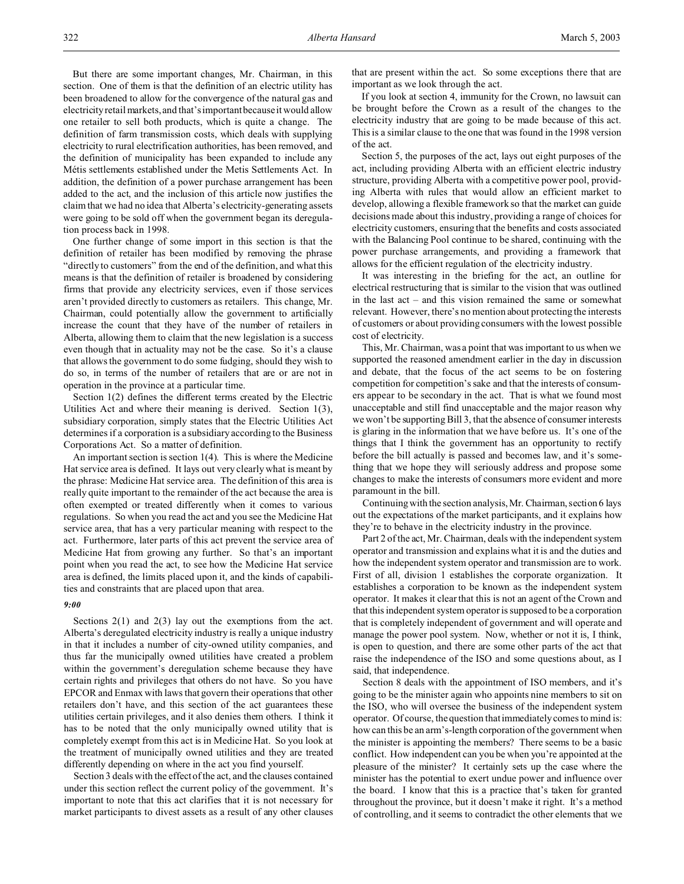But there are some important changes, Mr. Chairman, in this section. One of them is that the definition of an electric utility has been broadened to allow for the convergence of the natural gas and electricity retail markets, and that's important because it would allow one retailer to sell both products, which is quite a change. The definition of farm transmission costs, which deals with supplying electricity to rural electrification authorities, has been removed, and the definition of municipality has been expanded to include any Métis settlements established under the Metis Settlements Act. In addition, the definition of a power purchase arrangement has been added to the act, and the inclusion of this article now justifies the claim that we had no idea that Alberta's electricity-generating assets were going to be sold off when the government began its deregulation process back in 1998.

One further change of some import in this section is that the definition of retailer has been modified by removing the phrase "directly to customers" from the end of the definition, and what this means is that the definition of retailer is broadened by considering firms that provide any electricity services, even if those services aren't provided directly to customers as retailers. This change, Mr. Chairman, could potentially allow the government to artificially increase the count that they have of the number of retailers in Alberta, allowing them to claim that the new legislation is a success even though that in actuality may not be the case. So it's a clause that allows the government to do some fudging, should they wish to do so, in terms of the number of retailers that are or are not in operation in the province at a particular time.

Section 1(2) defines the different terms created by the Electric Utilities Act and where their meaning is derived. Section 1(3), subsidiary corporation, simply states that the Electric Utilities Act determines if a corporation is a subsidiary according to the Business Corporations Act. So a matter of definition.

An important section is section 1(4). This is where the Medicine Hat service area is defined. It lays out very clearly what is meant by the phrase: Medicine Hat service area. The definition of this area is really quite important to the remainder of the act because the area is often exempted or treated differently when it comes to various regulations. So when you read the act and you see the Medicine Hat service area, that has a very particular meaning with respect to the act. Furthermore, later parts of this act prevent the service area of Medicine Hat from growing any further. So that's an important point when you read the act, to see how the Medicine Hat service area is defined, the limits placed upon it, and the kinds of capabilities and constraints that are placed upon that area.

*9:00*

Sections 2(1) and 2(3) lay out the exemptions from the act. Alberta's deregulated electricity industry is really a unique industry in that it includes a number of city-owned utility companies, and thus far the municipally owned utilities have created a problem within the government's deregulation scheme because they have certain rights and privileges that others do not have. So you have EPCOR and Enmax with laws that govern their operations that other retailers don't have, and this section of the act guarantees these utilities certain privileges, and it also denies them others. I think it has to be noted that the only municipally owned utility that is completely exempt from this act is in Medicine Hat. So you look at the treatment of municipally owned utilities and they are treated differently depending on where in the act you find yourself.

Section 3 deals with the effect of the act, and the clauses contained under this section reflect the current policy of the government. It's important to note that this act clarifies that it is not necessary for market participants to divest assets as a result of any other clauses that are present within the act. So some exceptions there that are important as we look through the act.

If you look at section 4, immunity for the Crown, no lawsuit can be brought before the Crown as a result of the changes to the electricity industry that are going to be made because of this act. This is a similar clause to the one that was found in the 1998 version of the act.

Section 5, the purposes of the act, lays out eight purposes of the act, including providing Alberta with an efficient electric industry structure, providing Alberta with a competitive power pool, providing Alberta with rules that would allow an efficient market to develop, allowing a flexible framework so that the market can guide decisions made about this industry, providing a range of choices for electricity customers, ensuring that the benefits and costs associated with the Balancing Pool continue to be shared, continuing with the power purchase arrangements, and providing a framework that allows for the efficient regulation of the electricity industry.

It was interesting in the briefing for the act, an outline for electrical restructuring that is similar to the vision that was outlined in the last act – and this vision remained the same or somewhat relevant. However, there's no mention about protecting the interests of customers or about providing consumers with the lowest possible cost of electricity.

This, Mr. Chairman, was a point that was important to us when we supported the reasoned amendment earlier in the day in discussion and debate, that the focus of the act seems to be on fostering competition for competition's sake and that the interests of consumers appear to be secondary in the act. That is what we found most unacceptable and still find unacceptable and the major reason why we won't be supporting Bill 3, that the absence of consumer interests is glaring in the information that we have before us. It's one of the things that I think the government has an opportunity to rectify before the bill actually is passed and becomes law, and it's something that we hope they will seriously address and propose some changes to make the interests of consumers more evident and more paramount in the bill.

Continuing with the section analysis, Mr. Chairman, section 6 lays out the expectations of the market participants, and it explains how they're to behave in the electricity industry in the province.

Part 2 of the act, Mr. Chairman, deals with the independent system operator and transmission and explains what it is and the duties and how the independent system operator and transmission are to work. First of all, division 1 establishes the corporate organization. It establishes a corporation to be known as the independent system operator. It makes it clear that this is not an agent of the Crown and that this independent system operator is supposed to be a corporation that is completely independent of government and will operate and manage the power pool system. Now, whether or not it is, I think, is open to question, and there are some other parts of the act that raise the independence of the ISO and some questions about, as I said, that independence.

Section 8 deals with the appointment of ISO members, and it's going to be the minister again who appoints nine members to sit on the ISO, who will oversee the business of the independent system operator. Of course, the question that immediately comes to mind is: how can this be an arm's-length corporation of the government when the minister is appointing the members? There seems to be a basic conflict. How independent can you be when you're appointed at the pleasure of the minister? It certainly sets up the case where the minister has the potential to exert undue power and influence over the board. I know that this is a practice that's taken for granted throughout the province, but it doesn't make it right. It's a method of controlling, and it seems to contradict the other elements that we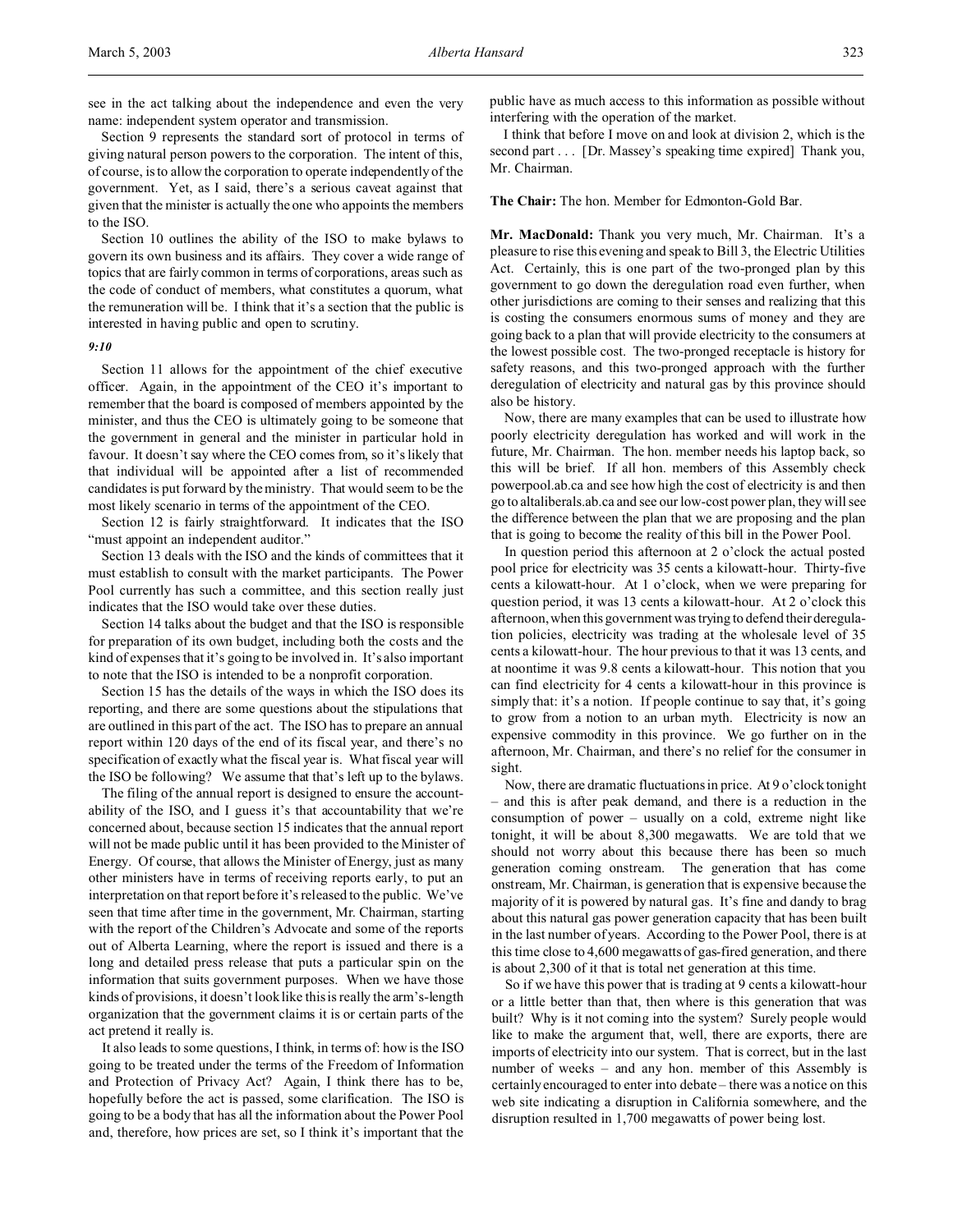see in the act talking about the independence and even the very name: independent system operator and transmission.

Section 9 represents the standard sort of protocol in terms of giving natural person powers to the corporation. The intent of this, of course, is to allow the corporation to operate independently of the government. Yet, as I said, there's a serious caveat against that given that the minister is actually the one who appoints the members to the ISO.

Section 10 outlines the ability of the ISO to make bylaws to govern its own business and its affairs. They cover a wide range of topics that are fairly common in terms of corporations, areas such as the code of conduct of members, what constitutes a quorum, what the remuneration will be. I think that it's a section that the public is interested in having public and open to scrutiny.

*9:10*

Section 11 allows for the appointment of the chief executive officer. Again, in the appointment of the CEO it's important to remember that the board is composed of members appointed by the minister, and thus the CEO is ultimately going to be someone that the government in general and the minister in particular hold in favour. It doesn't say where the CEO comes from, so it's likely that that individual will be appointed after a list of recommended candidates is put forward by the ministry. That would seem to be the most likely scenario in terms of the appointment of the CEO.

Section 12 is fairly straightforward. It indicates that the ISO "must appoint an independent auditor."

Section 13 deals with the ISO and the kinds of committees that it must establish to consult with the market participants. The Power Pool currently has such a committee, and this section really just indicates that the ISO would take over these duties.

Section 14 talks about the budget and that the ISO is responsible for preparation of its own budget, including both the costs and the kind of expenses that it's going to be involved in. It's also important to note that the ISO is intended to be a nonprofit corporation.

Section 15 has the details of the ways in which the ISO does its reporting, and there are some questions about the stipulations that are outlined in this part of the act. The ISO has to prepare an annual report within 120 days of the end of its fiscal year, and there's no specification of exactly what the fiscal year is. What fiscal year will the ISO be following? We assume that that's left up to the bylaws.

The filing of the annual report is designed to ensure the accountability of the ISO, and I guess it's that accountability that we're concerned about, because section 15 indicates that the annual report will not be made public until it has been provided to the Minister of Energy. Of course, that allows the Minister of Energy, just as many other ministers have in terms of receiving reports early, to put an interpretation on that report before it's released to the public. We've seen that time after time in the government, Mr. Chairman, starting with the report of the Children's Advocate and some of the reports out of Alberta Learning, where the report is issued and there is a long and detailed press release that puts a particular spin on the information that suits government purposes. When we have those kinds of provisions, it doesn't look like this is really the arm's-length organization that the government claims it is or certain parts of the act pretend it really is.

It also leads to some questions, I think, in terms of: how is the ISO going to be treated under the terms of the Freedom of Information and Protection of Privacy Act? Again, I think there has to be, hopefully before the act is passed, some clarification. The ISO is going to be a body that has all the information about the Power Pool and, therefore, how prices are set, so I think it's important that the public have as much access to this information as possible without interfering with the operation of the market.

I think that before I move on and look at division 2, which is the second part . . . [Dr. Massey's speaking time expired] Thank you, Mr. Chairman.

**The Chair:** The hon. Member for Edmonton-Gold Bar.

**Mr. MacDonald:** Thank you very much, Mr. Chairman. It's a pleasure to rise this evening and speak to Bill 3, the Electric Utilities Act. Certainly, this is one part of the two-pronged plan by this government to go down the deregulation road even further, when other jurisdictions are coming to their senses and realizing that this is costing the consumers enormous sums of money and they are going back to a plan that will provide electricity to the consumers at the lowest possible cost. The two-pronged receptacle is history for safety reasons, and this two-pronged approach with the further deregulation of electricity and natural gas by this province should also be history.

Now, there are many examples that can be used to illustrate how poorly electricity deregulation has worked and will work in the future, Mr. Chairman. The hon. member needs his laptop back, so this will be brief. If all hon. members of this Assembly check powerpool.ab.ca and see how high the cost of electricity is and then go to altaliberals.ab.ca and see our low-cost power plan, they will see the difference between the plan that we are proposing and the plan that is going to become the reality of this bill in the Power Pool.

In question period this afternoon at 2 o'clock the actual posted pool price for electricity was 35 cents a kilowatt-hour. Thirty-five cents a kilowatt-hour. At 1 o'clock, when we were preparing for question period, it was 13 cents a kilowatt-hour. At 2 o'clock this afternoon, when this government was trying to defend their deregulation policies, electricity was trading at the wholesale level of 35 cents a kilowatt-hour. The hour previous to that it was 13 cents, and at noontime it was 9.8 cents a kilowatt-hour. This notion that you can find electricity for 4 cents a kilowatt-hour in this province is simply that: it's a notion. If people continue to say that, it's going to grow from a notion to an urban myth. Electricity is now an expensive commodity in this province. We go further on in the afternoon, Mr. Chairman, and there's no relief for the consumer in sight.

Now, there are dramatic fluctuations in price. At 9 o'clock tonight – and this is after peak demand, and there is a reduction in the consumption of power – usually on a cold, extreme night like tonight, it will be about 8,300 megawatts. We are told that we should not worry about this because there has been so much generation coming onstream. The generation that has come onstream, Mr. Chairman, is generation that is expensive because the majority of it is powered by natural gas. It's fine and dandy to brag about this natural gas power generation capacity that has been built in the last number of years. According to the Power Pool, there is at this time close to 4,600 megawatts of gas-fired generation, and there is about 2,300 of it that is total net generation at this time.

So if we have this power that is trading at 9 cents a kilowatt-hour or a little better than that, then where is this generation that was built? Why is it not coming into the system? Surely people would like to make the argument that, well, there are exports, there are imports of electricity into our system. That is correct, but in the last number of weeks – and any hon. member of this Assembly is certainly encouraged to enter into debate – there was a notice on this web site indicating a disruption in California somewhere, and the disruption resulted in 1,700 megawatts of power being lost.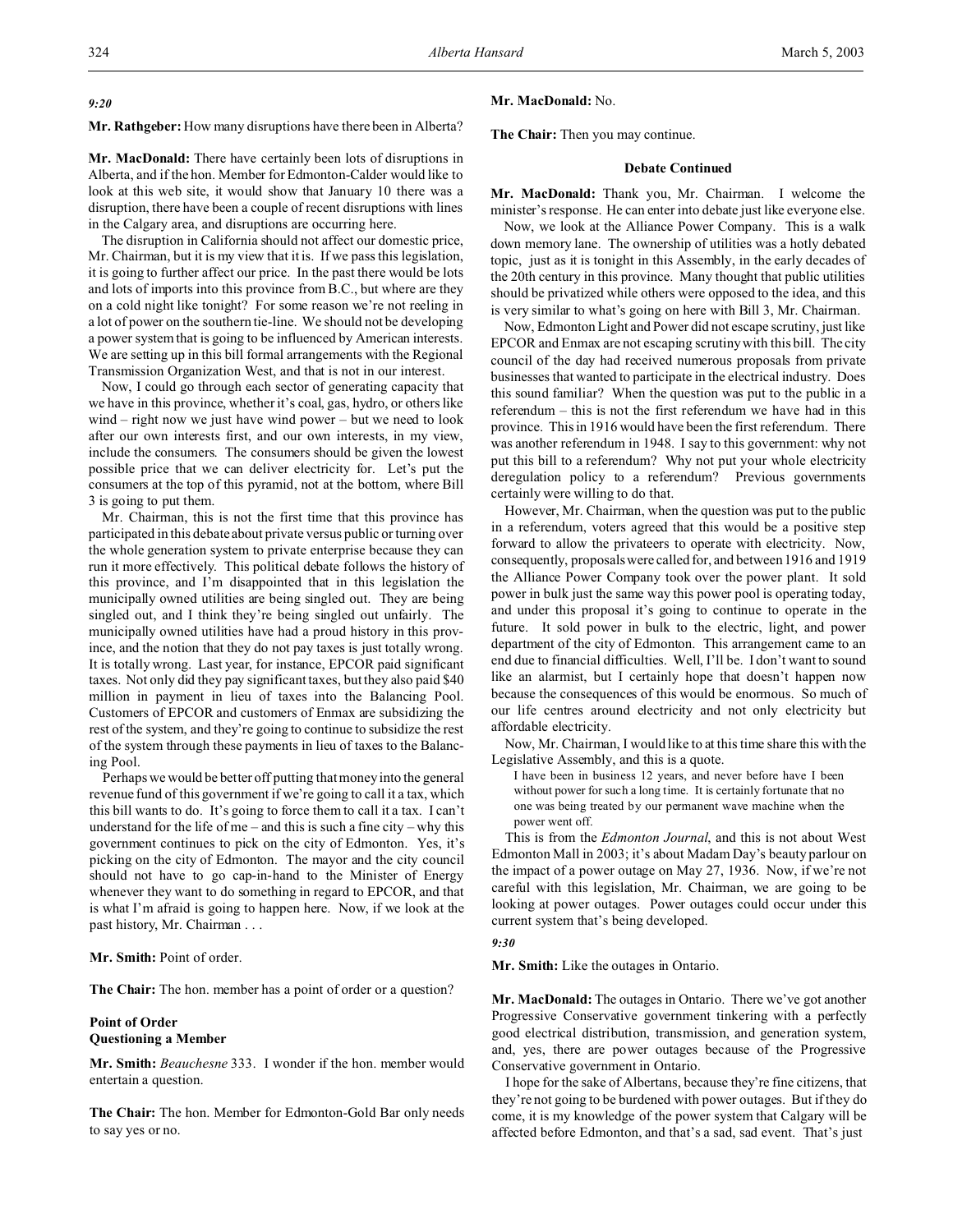*9:20*

**Mr. Rathgeber:** How many disruptions have there been in Alberta?

**Mr. MacDonald:** There have certainly been lots of disruptions in Alberta, and if the hon. Member for Edmonton-Calder would like to look at this web site, it would show that January 10 there was a disruption, there have been a couple of recent disruptions with lines in the Calgary area, and disruptions are occurring here.

The disruption in California should not affect our domestic price, Mr. Chairman, but it is my view that it is. If we pass this legislation, it is going to further affect our price. In the past there would be lots and lots of imports into this province from B.C., but where are they on a cold night like tonight? For some reason we're not reeling in a lot of power on the southern tie-line. We should not be developing a power system that is going to be influenced by American interests. We are setting up in this bill formal arrangements with the Regional Transmission Organization West, and that is not in our interest.

Now, I could go through each sector of generating capacity that we have in this province, whether it's coal, gas, hydro, or others like wind – right now we just have wind power – but we need to look after our own interests first, and our own interests, in my view, include the consumers. The consumers should be given the lowest possible price that we can deliver electricity for. Let's put the consumers at the top of this pyramid, not at the bottom, where Bill 3 is going to put them.

Mr. Chairman, this is not the first time that this province has participated in this debate about private versus public or turning over the whole generation system to private enterprise because they can run it more effectively. This political debate follows the history of this province, and I'm disappointed that in this legislation the municipally owned utilities are being singled out. They are being singled out, and I think they're being singled out unfairly. The municipally owned utilities have had a proud history in this province, and the notion that they do not pay taxes is just totally wrong. It is totally wrong. Last year, for instance, EPCOR paid significant taxes. Not only did they pay significant taxes, but they also paid $40 million in payment in lieu of taxes into the Balancing Pool. Customers of EPCOR and customers of Enmax are subsidizing the rest of the system, and they're going to continue to subsidize the rest of the system through these payments in lieu of taxes to the Balancing Pool.

Perhaps we would be better off putting that money into the general revenue fund of this government if we're going to call it a tax, which this bill wants to do. It's going to force them to call it a tax. I can't understand for the life of me – and this is such a fine city – why this government continues to pick on the city of Edmonton. Yes, it's picking on the city of Edmonton. The mayor and the city council should not have to go cap-in-hand to the Minister of Energy whenever they want to do something in regard to EPCOR, and that is what I'm afraid is going to happen here. Now, if we look at the past history, Mr. Chairman . . .

**Mr. Smith:** Point of order.

**The Chair:** The hon. member has a point of order or a question?

**Point of Order**
**Questioning a Member**

**Mr. Smith:** *Beauchesne* 333. I wonder if the hon. member would entertain a question.

**The Chair:** The hon. Member for Edmonton-Gold Bar only needs to say yes or no.

**Mr. MacDonald:** No.

**The Chair:** Then you may continue.

**Debate Continued**

**Mr. MacDonald:** Thank you, Mr. Chairman. I welcome the minister's response. He can enter into debate just like everyone else.

Now, we look at the Alliance Power Company. This is a walk down memory lane. The ownership of utilities was a hotly debated topic, just as it is tonight in this Assembly, in the early decades of the 20th century in this province. Many thought that public utilities should be privatized while others were opposed to the idea, and this is very similar to what's going on here with Bill 3, Mr. Chairman.

Now, Edmonton Light and Power did not escape scrutiny, just like EPCOR and Enmax are not escaping scrutiny with this bill. The city council of the day had received numerous proposals from private businesses that wanted to participate in the electrical industry. Does this sound familiar? When the question was put to the public in a referendum – this is not the first referendum we have had in this province. This in 1916 would have been the first referendum. There was another referendum in 1948. I say to this government: why not put this bill to a referendum? Why not put your whole electricity deregulation policy to a referendum? Previous governments certainly were willing to do that.

However, Mr. Chairman, when the question was put to the public in a referendum, voters agreed that this would be a positive step forward to allow the privateers to operate with electricity. Now, consequently, proposals were called for, and between 1916 and 1919 the Alliance Power Company took over the power plant. It sold power in bulk just the same way this power pool is operating today, and under this proposal it's going to continue to operate in the future. It sold power in bulk to the electric, light, and power department of the city of Edmonton. This arrangement came to an end due to financial difficulties. Well, I'll be. I don't want to sound like an alarmist, but I certainly hope that doesn't happen now because the consequences of this would be enormous. So much of our life centres around electricity and not only electricity but affordable electricity.

Now, Mr. Chairman, I would like to at this time share this with the Legislative Assembly, and this is a quote.

> I have been in business 12 years, and never before have I been without power for such a long time. It is certainly fortunate that no one was being treated by our permanent wave machine when the power went off.

This is from the *Edmonton Journal*, and this is not about West Edmonton Mall in 2003; it's about Madam Day's beauty parlour on the impact of a power outage on May 27, 1936. Now, if we're not careful with this legislation, Mr. Chairman, we are going to be looking at power outages. Power outages could occur under this current system that's being developed.

*9:30*

**Mr. Smith:** Like the outages in Ontario.

**Mr. MacDonald:** The outages in Ontario. There we've got another Progressive Conservative government tinkering with a perfectly good electrical distribution, transmission, and generation system, and, yes, there are power outages because of the Progressive Conservative government in Ontario.

I hope for the sake of Albertans, because they're fine citizens, that they're not going to be burdened with power outages. But if they do come, it is my knowledge of the power system that Calgary will be affected before Edmonton, and that's a sad, sad event. That's just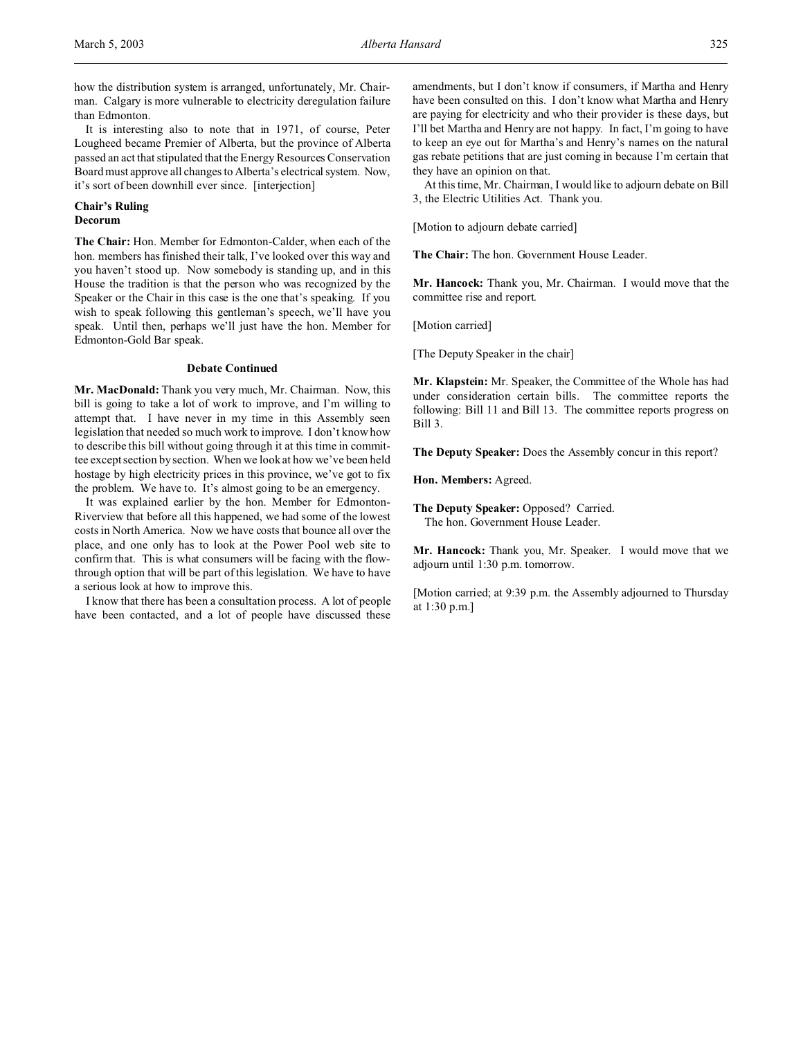how the distribution system is arranged, unfortunately, Mr. Chairman. Calgary is more vulnerable to electricity deregulation failure than Edmonton.

It is interesting also to note that in 1971, of course, Peter Lougheed became Premier of Alberta, but the province of Alberta passed an act that stipulated that the Energy Resources Conservation Board must approve all changes to Alberta's electrical system. Now, it's sort of been downhill ever since. [interjection]

**Chair's Ruling**
**Decorum**

**The Chair:** Hon. Member for Edmonton-Calder, when each of the hon. members has finished their talk, I've looked over this way and you haven't stood up. Now somebody is standing up, and in this House the tradition is that the person who was recognized by the Speaker or the Chair in this case is the one that's speaking. If you wish to speak following this gentleman's speech, we'll have you speak. Until then, perhaps we'll just have the hon. Member for Edmonton-Gold Bar speak.

**Debate Continued**

**Mr. MacDonald:** Thank you very much, Mr. Chairman. Now, this bill is going to take a lot of work to improve, and I'm willing to attempt that. I have never in my time in this Assembly seen legislation that needed so much work to improve. I don't know how to describe this bill without going through it at this time in committee except section by section. When we look at how we've been held hostage by high electricity prices in this province, we've got to fix the problem. We have to. It's almost going to be an emergency.

It was explained earlier by the hon. Member for Edmonton-Riverview that before all this happened, we had some of the lowest costs in North America. Now we have costs that bounce all over the place, and one only has to look at the Power Pool web site to confirm that. This is what consumers will be facing with the flow-through option that will be part of this legislation. We have to have a serious look at how to improve this.

I know that there has been a consultation process. A lot of people have been contacted, and a lot of people have discussed these amendments, but I don't know if consumers, if Martha and Henry have been consulted on this. I don't know what Martha and Henry are paying for electricity and who their provider is these days, but I'll bet Martha and Henry are not happy. In fact, I'm going to have to keep an eye out for Martha's and Henry's names on the natural gas rebate petitions that are just coming in because I'm certain that they have an opinion on that.

At this time, Mr. Chairman, I would like to adjourn debate on Bill 3, the Electric Utilities Act. Thank you.

[Motion to adjourn debate carried]

**The Chair:** The hon. Government House Leader.

**Mr. Hancock:** Thank you, Mr. Chairman. I would move that the committee rise and report.

[Motion carried]

[The Deputy Speaker in the chair]

**Mr. Klapstein:** Mr. Speaker, the Committee of the Whole has had under consideration certain bills. The committee reports the following: Bill 11 and Bill 13. The committee reports progress on Bill 3.

**The Deputy Speaker:** Does the Assembly concur in this report?

**Hon. Members:** Agreed.

**The Deputy Speaker:** Opposed? Carried.
The hon. Government House Leader.

**Mr. Hancock:** Thank you, Mr. Speaker. I would move that we adjourn until 1:30 p.m. tomorrow.

[Motion carried; at 9:39 p.m. the Assembly adjourned to Thursday at 1:30 p.m.]